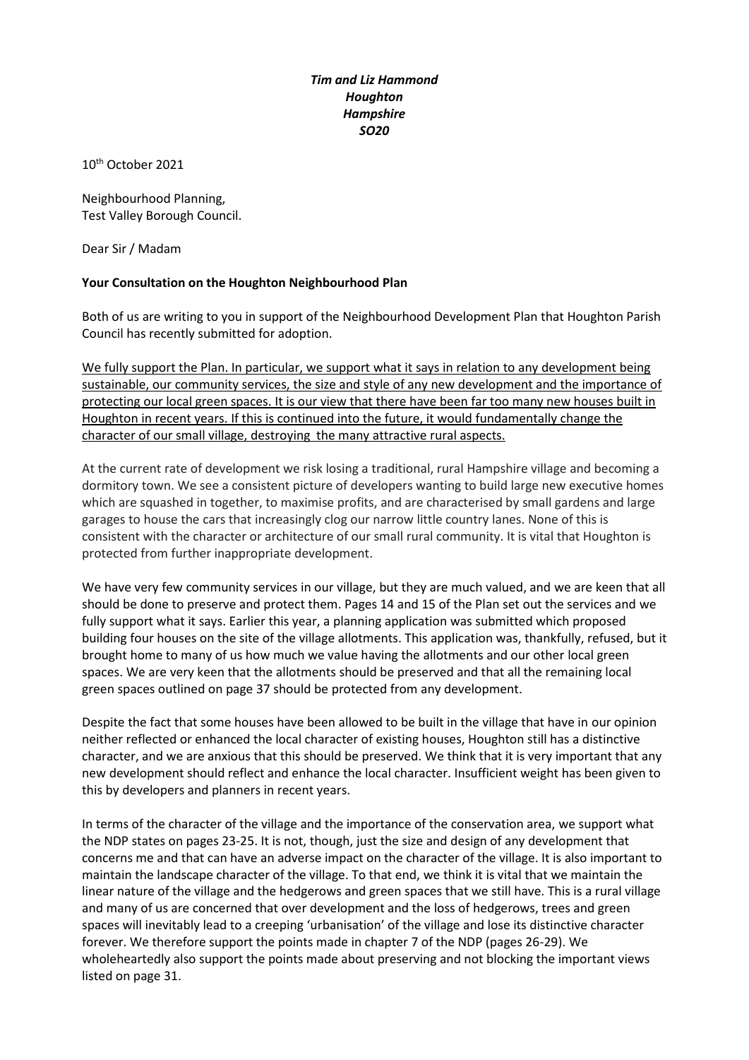***Tim and Liz Hammond***
***Houghton***
***Hampshire***
***SO20***

10th October 2021

Neighbourhood Planning,
Test Valley Borough Council.

Dear Sir / Madam

**Your Consultation on the Houghton Neighbourhood Plan**

Both of us are writing to you in support of the Neighbourhood Development Plan that Houghton Parish Council has recently submitted for adoption.

<u>We fully support the Plan. In particular, we support what it says in relation to any development being sustainable, our community services, the size and style of any new development and the importance of protecting our local green spaces. It is our view that there have been far too many new houses built in Houghton in recent years. If this is continued into the future, it would fundamentally change the character of our small village, destroying the many attractive rural aspects.</u>

At the current rate of development we risk losing a traditional, rural Hampshire village and becoming a dormitory town. We see a consistent picture of developers wanting to build large new executive homes which are squashed in together, to maximise profits, and are characterised by small gardens and large garages to house the cars that increasingly clog our narrow little country lanes. None of this is consistent with the character or architecture of our small rural community. It is vital that Houghton is protected from further inappropriate development.

We have very few community services in our village, but they are much valued, and we are keen that all should be done to preserve and protect them. Pages 14 and 15 of the Plan set out the services and we fully support what it says. Earlier this year, a planning application was submitted which proposed building four houses on the site of the village allotments. This application was, thankfully, refused, but it brought home to many of us how much we value having the allotments and our other local green spaces. We are very keen that the allotments should be preserved and that all the remaining local green spaces outlined on page 37 should be protected from any development.

Despite the fact that some houses have been allowed to be built in the village that have in our opinion neither reflected or enhanced the local character of existing houses, Houghton still has a distinctive character, and we are anxious that this should be preserved. We think that it is very important that any new development should reflect and enhance the local character. Insufficient weight has been given to this by developers and planners in recent years.

In terms of the character of the village and the importance of the conservation area, we support what the NDP states on pages 23-25. It is not, though, just the size and design of any development that concerns me and that can have an adverse impact on the character of the village. It is also important to maintain the landscape character of the village. To that end, we think it is vital that we maintain the linear nature of the village and the hedgerows and green spaces that we still have. This is a rural village and many of us are concerned that over development and the loss of hedgerows, trees and green spaces will inevitably lead to a creeping 'urbanisation' of the village and lose its distinctive character forever. We therefore support the points made in chapter 7 of the NDP (pages 26-29). We wholeheartedly also support the points made about preserving and not blocking the important views listed on page 31.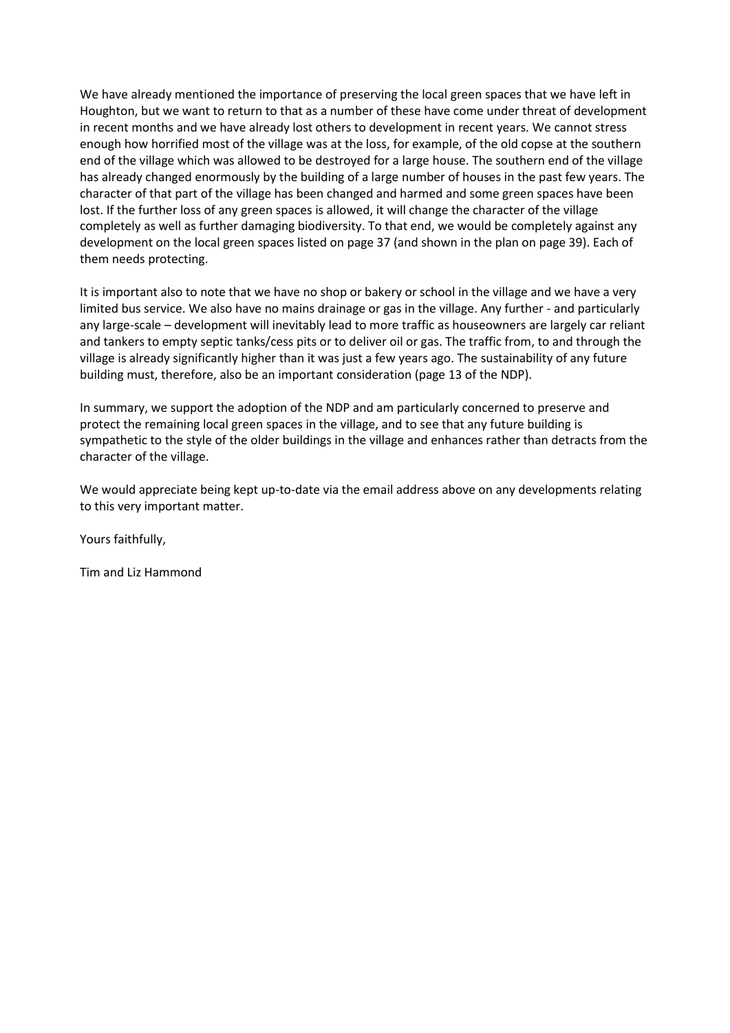We have already mentioned the importance of preserving the local green spaces that we have left in Houghton, but we want to return to that as a number of these have come under threat of development in recent months and we have already lost others to development in recent years. We cannot stress enough how horrified most of the village was at the loss, for example, of the old copse at the southern end of the village which was allowed to be destroyed for a large house. The southern end of the village has already changed enormously by the building of a large number of houses in the past few years. The character of that part of the village has been changed and harmed and some green spaces have been lost. If the further loss of any green spaces is allowed, it will change the character of the village completely as well as further damaging biodiversity. To that end, we would be completely against any development on the local green spaces listed on page 37 (and shown in the plan on page 39). Each of them needs protecting.

It is important also to note that we have no shop or bakery or school in the village and we have a very limited bus service. We also have no mains drainage or gas in the village. Any further - and particularly any large-scale – development will inevitably lead to more traffic as houseowners are largely car reliant and tankers to empty septic tanks/cess pits or to deliver oil or gas. The traffic from, to and through the village is already significantly higher than it was just a few years ago. The sustainability of any future building must, therefore, also be an important consideration (page 13 of the NDP).

In summary, we support the adoption of the NDP and am particularly concerned to preserve and protect the remaining local green spaces in the village, and to see that any future building is sympathetic to the style of the older buildings in the village and enhances rather than detracts from the character of the village.

We would appreciate being kept up-to-date via the email address above on any developments relating to this very important matter.

Yours faithfully,

Tim and Liz Hammond